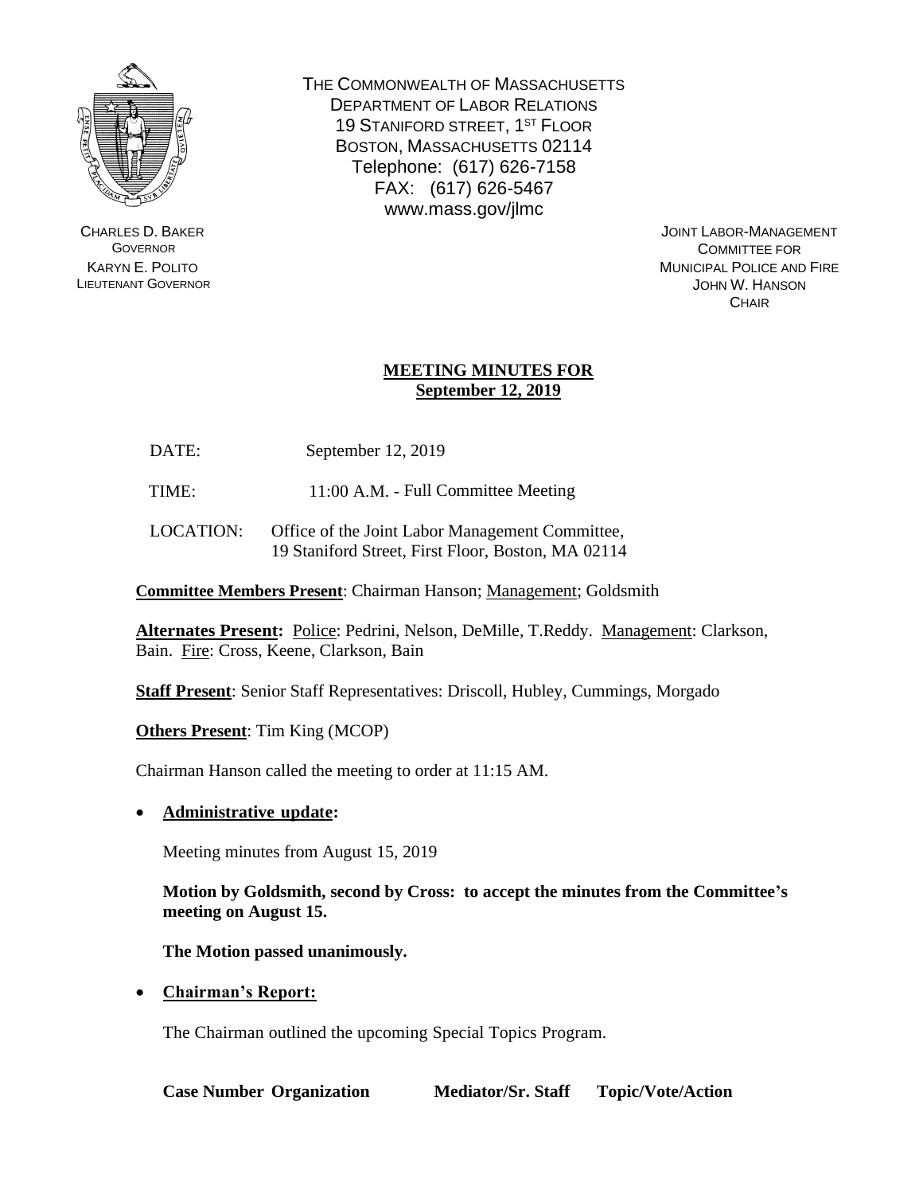THE COMMONWEALTH OF MASSACHUSETTS
DEPARTMENT OF LABOR RELATIONS
19 STANIFORD STREET, 1ST FLOOR
BOSTON, MASSACHUSETTS 02114
Telephone: (617) 626-7158
FAX: (617) 626-5467
www.mass.gov/jlmc

CHARLES D. BAKER
GOVERNOR
KARYN E. POLITO
LIEUTENANT GOVERNOR

JOINT LABOR-MANAGEMENT
COMMITTEE FOR
MUNICIPAL POLICE AND FIRE
JOHN W. HANSON
CHAIR

## MEETING MINUTES FOR September 12, 2019

DATE: September 12, 2019

TIME: 11:00 A.M. - Full Committee Meeting

LOCATION: Office of the Joint Labor Management Committee, 19 Staniford Street, First Floor, Boston, MA 02114

**Committee Members Present**: Chairman Hanson; Management; Goldsmith

**Alternates Present:** Police: Pedrini, Nelson, DeMille, T.Reddy. Management: Clarkson, Bain. Fire: Cross, Keene, Clarkson, Bain

**Staff Present**: Senior Staff Representatives: Driscoll, Hubley, Cummings, Morgado

**Others Present**: Tim King (MCOP)

Chairman Hanson called the meeting to order at 11:15 AM.

- **Administrative update:**

  Meeting minutes from August 15, 2019

  **Motion by Goldsmith, second by Cross: to accept the minutes from the Committee's meeting on August 15.**

  **The Motion passed unanimously.**

- **Chairman's Report:**

  The Chairman outlined the upcoming Special Topics Program.

| Case Number | Organization | Mediator/Sr. Staff | Topic/Vote/Action |
|---|---|---|---|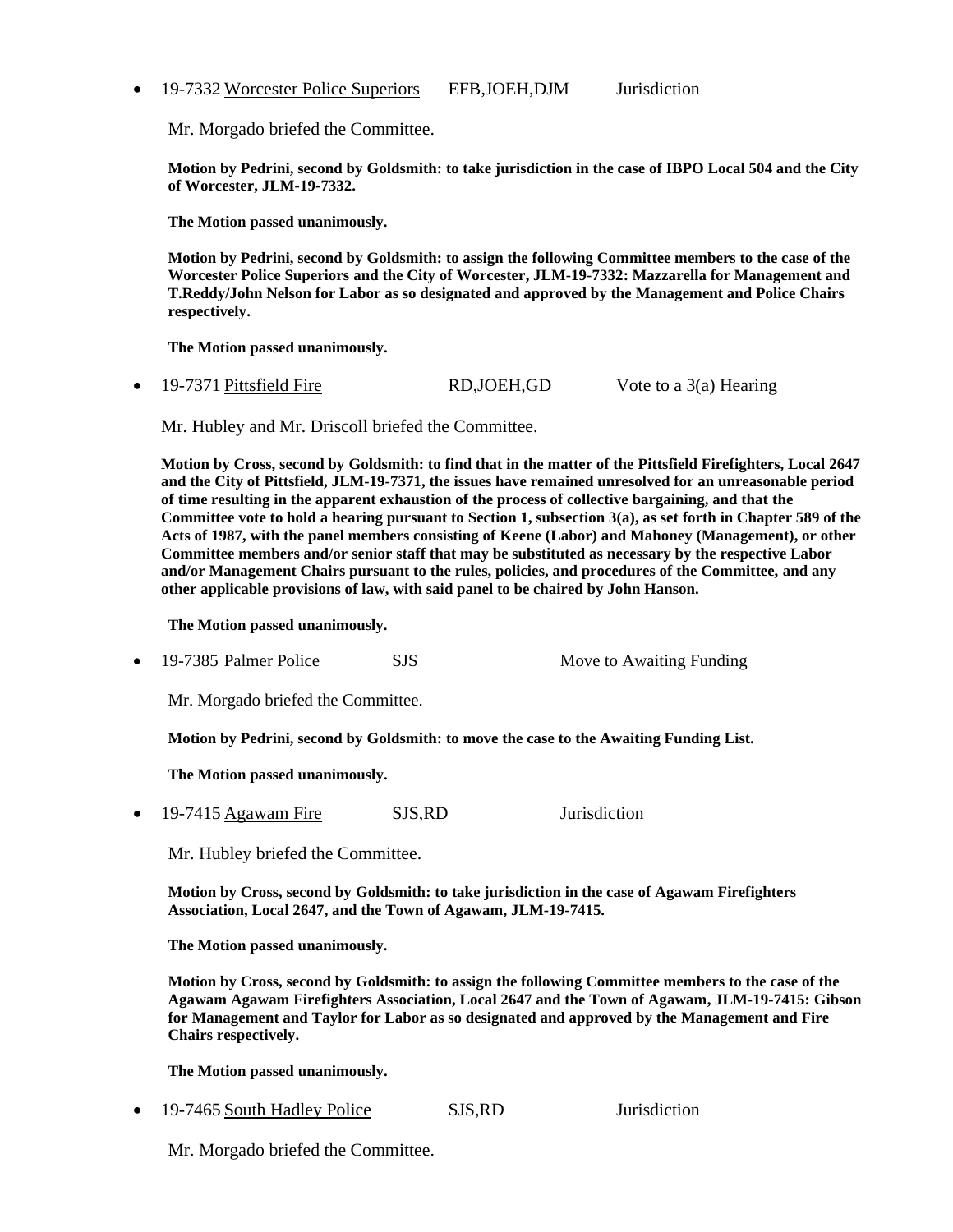- 19-7332 Worcester Police Superiors EFB,JOEH,DJM Jurisdiction

  Mr. Morgado briefed the Committee.

  **Motion by Pedrini, second by Goldsmith: to take jurisdiction in the case of IBPO Local 504 and the City of Worcester, JLM-19-7332.**

  **The Motion passed unanimously.**

  **Motion by Pedrini, second by Goldsmith: to assign the following Committee members to the case of the Worcester Police Superiors and the City of Worcester, JLM-19-7332: Mazzarella for Management and T.Reddy/John Nelson for Labor as so designated and approved by the Management and Police Chairs respectively.**

  **The Motion passed unanimously.**

- 19-7371 Pittsfield Fire RD,JOEH,GD Vote to a 3(a) Hearing

  Mr. Hubley and Mr. Driscoll briefed the Committee.

  **Motion by Cross, second by Goldsmith: to find that in the matter of the Pittsfield Firefighters, Local 2647 and the City of Pittsfield, JLM-19-7371, the issues have remained unresolved for an unreasonable period of time resulting in the apparent exhaustion of the process of collective bargaining, and that the Committee vote to hold a hearing pursuant to Section 1, subsection 3(a), as set forth in Chapter 589 of the Acts of 1987, with the panel members consisting of Keene (Labor) and Mahoney (Management), or other Committee members and/or senior staff that may be substituted as necessary by the respective Labor and/or Management Chairs pursuant to the rules, policies, and procedures of the Committee, and any other applicable provisions of law, with said panel to be chaired by John Hanson.**

  **The Motion passed unanimously.**

- 19-7385 Palmer Police SJS Move to Awaiting Funding

  Mr. Morgado briefed the Committee.

  **Motion by Pedrini, second by Goldsmith: to move the case to the Awaiting Funding List.**

  **The Motion passed unanimously.**

- 19-7415 Agawam Fire SJS,RD Jurisdiction

  Mr. Hubley briefed the Committee.

  **Motion by Cross, second by Goldsmith: to take jurisdiction in the case of Agawam Firefighters Association, Local 2647, and the Town of Agawam, JLM-19-7415.**

  **The Motion passed unanimously.**

  **Motion by Cross, second by Goldsmith: to assign the following Committee members to the case of the Agawam Agawam Firefighters Association, Local 2647 and the Town of Agawam, JLM-19-7415: Gibson for Management and Taylor for Labor as so designated and approved by the Management and Fire Chairs respectively.**

  **The Motion passed unanimously.**

- 19-7465 South Hadley Police SJS,RD Jurisdiction

  Mr. Morgado briefed the Committee.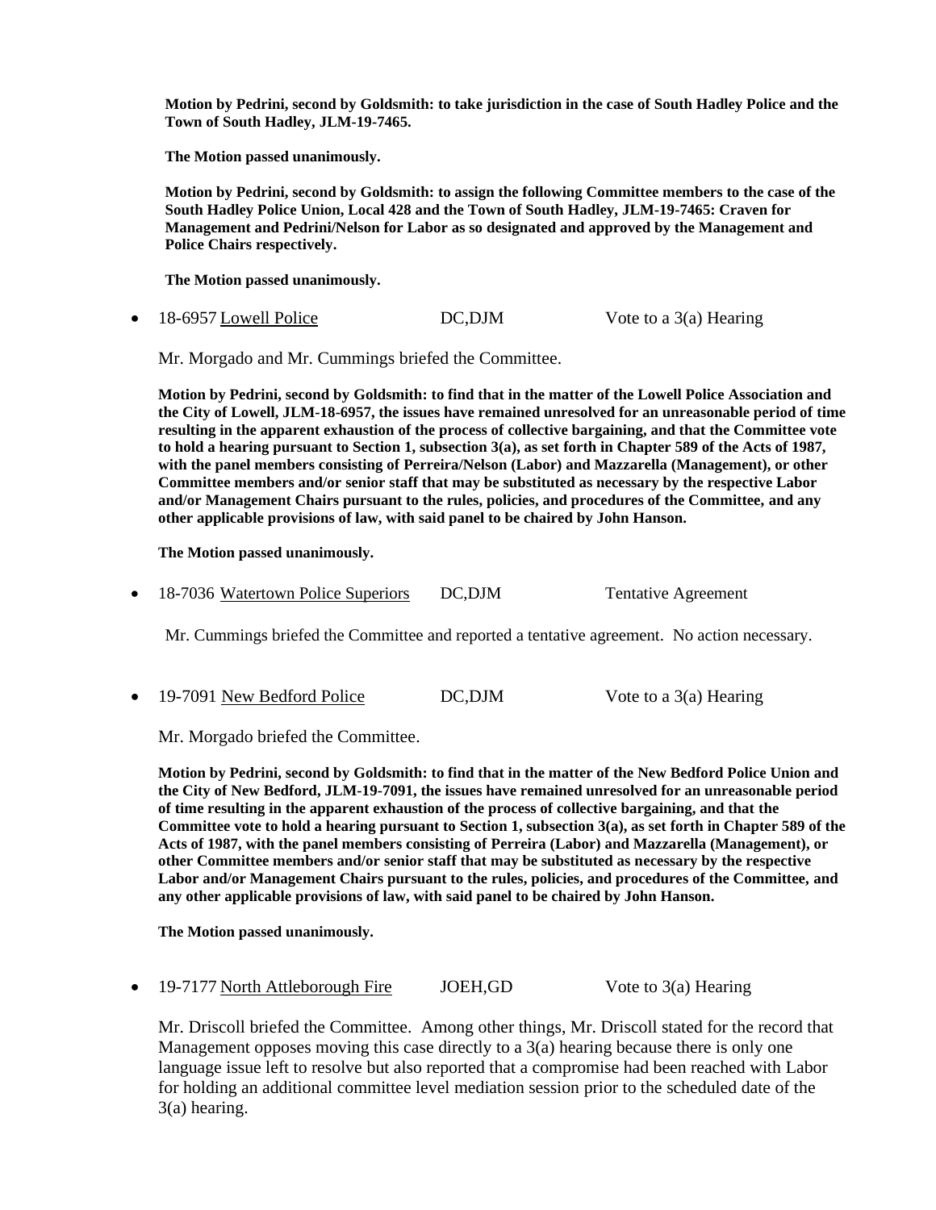**Motion by Pedrini, second by Goldsmith: to take jurisdiction in the case of South Hadley Police and the Town of South Hadley, JLM-19-7465.**

**The Motion passed unanimously.**

**Motion by Pedrini, second by Goldsmith: to assign the following Committee members to the case of the South Hadley Police Union, Local 428 and the Town of South Hadley, JLM-19-7465: Craven for Management and Pedrini/Nelson for Labor as so designated and approved by the Management and Police Chairs respectively.**

**The Motion passed unanimously.**

- 18-6957 Lowell Police DC,DJM Vote to a 3(a) Hearing

Mr. Morgado and Mr. Cummings briefed the Committee.

**Motion by Pedrini, second by Goldsmith: to find that in the matter of the Lowell Police Association and the City of Lowell, JLM-18-6957, the issues have remained unresolved for an unreasonable period of time resulting in the apparent exhaustion of the process of collective bargaining, and that the Committee vote to hold a hearing pursuant to Section 1, subsection 3(a), as set forth in Chapter 589 of the Acts of 1987, with the panel members consisting of Perreira/Nelson (Labor) and Mazzarella (Management), or other Committee members and/or senior staff that may be substituted as necessary by the respective Labor and/or Management Chairs pursuant to the rules, policies, and procedures of the Committee, and any other applicable provisions of law, with said panel to be chaired by John Hanson.**

**The Motion passed unanimously.**

- 18-7036 Watertown Police Superiors DC,DJM Tentative Agreement

Mr. Cummings briefed the Committee and reported a tentative agreement. No action necessary.

- 19-7091 New Bedford Police DC,DJM Vote to a 3(a) Hearing

Mr. Morgado briefed the Committee.

**Motion by Pedrini, second by Goldsmith: to find that in the matter of the New Bedford Police Union and the City of New Bedford, JLM-19-7091, the issues have remained unresolved for an unreasonable period of time resulting in the apparent exhaustion of the process of collective bargaining, and that the Committee vote to hold a hearing pursuant to Section 1, subsection 3(a), as set forth in Chapter 589 of the Acts of 1987, with the panel members consisting of Perreira (Labor) and Mazzarella (Management), or other Committee members and/or senior staff that may be substituted as necessary by the respective Labor and/or Management Chairs pursuant to the rules, policies, and procedures of the Committee, and any other applicable provisions of law, with said panel to be chaired by John Hanson.**

**The Motion passed unanimously.**

- 19-7177 North Attleborough Fire JOEH,GD Vote to 3(a) Hearing

Mr. Driscoll briefed the Committee. Among other things, Mr. Driscoll stated for the record that Management opposes moving this case directly to a 3(a) hearing because there is only one language issue left to resolve but also reported that a compromise had been reached with Labor for holding an additional committee level mediation session prior to the scheduled date of the 3(a) hearing.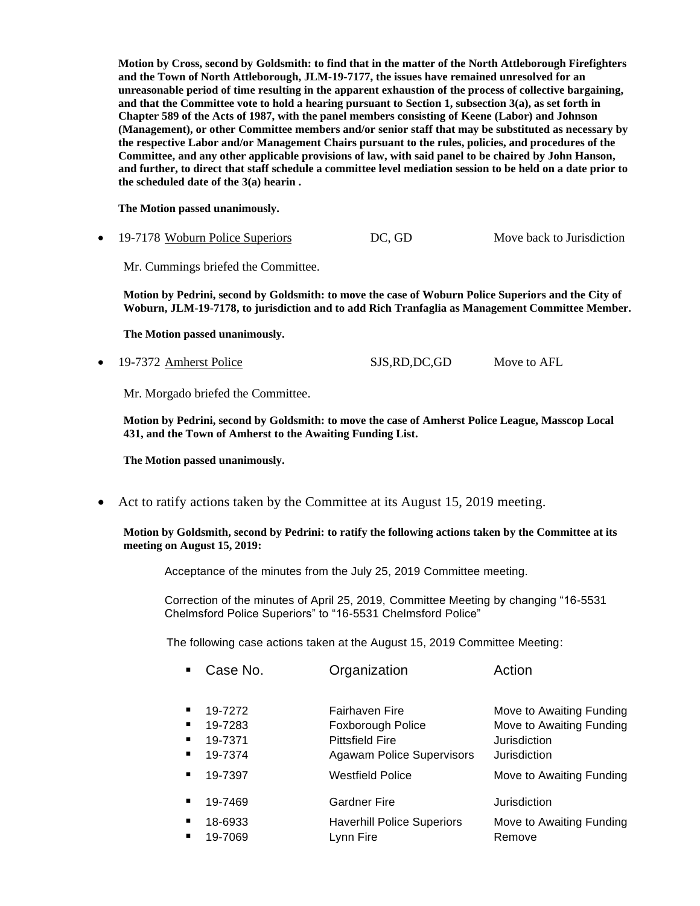**Motion by Cross, second by Goldsmith: to find that in the matter of the North Attleborough Firefighters and the Town of North Attleborough, JLM-19-7177, the issues have remained unresolved for an unreasonable period of time resulting in the apparent exhaustion of the process of collective bargaining, and that the Committee vote to hold a hearing pursuant to Section 1, subsection 3(a), as set forth in Chapter 589 of the Acts of 1987, with the panel members consisting of Keene (Labor) and Johnson (Management), or other Committee members and/or senior staff that may be substituted as necessary by the respective Labor and/or Management Chairs pursuant to the rules, policies, and procedures of the Committee, and any other applicable provisions of law, with said panel to be chaired by John Hanson, and further, to direct that staff schedule a committee level mediation session to be held on a date prior to the scheduled date of the 3(a) hearin .**

**The Motion passed unanimously.**

- 19-7178 Woburn Police Superiors DC, GD Move back to Jurisdiction

  Mr. Cummings briefed the Committee.

  **Motion by Pedrini, second by Goldsmith: to move the case of Woburn Police Superiors and the City of Woburn, JLM-19-7178, to jurisdiction and to add Rich Tranfaglia as Management Committee Member.**

  **The Motion passed unanimously.**

- 19-7372 Amherst Police SJS,RD,DC,GD Move to AFL

  Mr. Morgado briefed the Committee.

  **Motion by Pedrini, second by Goldsmith: to move the case of Amherst Police League, Masscop Local 431, and the Town of Amherst to the Awaiting Funding List.**

  **The Motion passed unanimously.**

- Act to ratify actions taken by the Committee at its August 15, 2019 meeting.

  **Motion by Goldsmith, second by Pedrini: to ratify the following actions taken by the Committee at its meeting on August 15, 2019:**

  Acceptance of the minutes from the July 25, 2019 Committee meeting.

  Correction of the minutes of April 25, 2019, Committee Meeting by changing "16-5531 Chelmsford Police Superiors" to "16-5531 Chelmsford Police"

  The following case actions taken at the August 15, 2019 Committee Meeting:

| Case No. | Organization | Action |
|---|---|---|
| 19-7272 | Fairhaven Fire | Move to Awaiting Funding |
| 19-7283 | Foxborough Police | Move to Awaiting Funding |
| 19-7371 | Pittsfield Fire | Jurisdiction |
| 19-7374 | Agawam Police Supervisors | Jurisdiction |
| 19-7397 | Westfield Police | Move to Awaiting Funding |
| 19-7469 | Gardner Fire | Jurisdiction |
| 18-6933 | Haverhill Police Superiors | Move to Awaiting Funding |
| 19-7069 | Lynn Fire | Remove |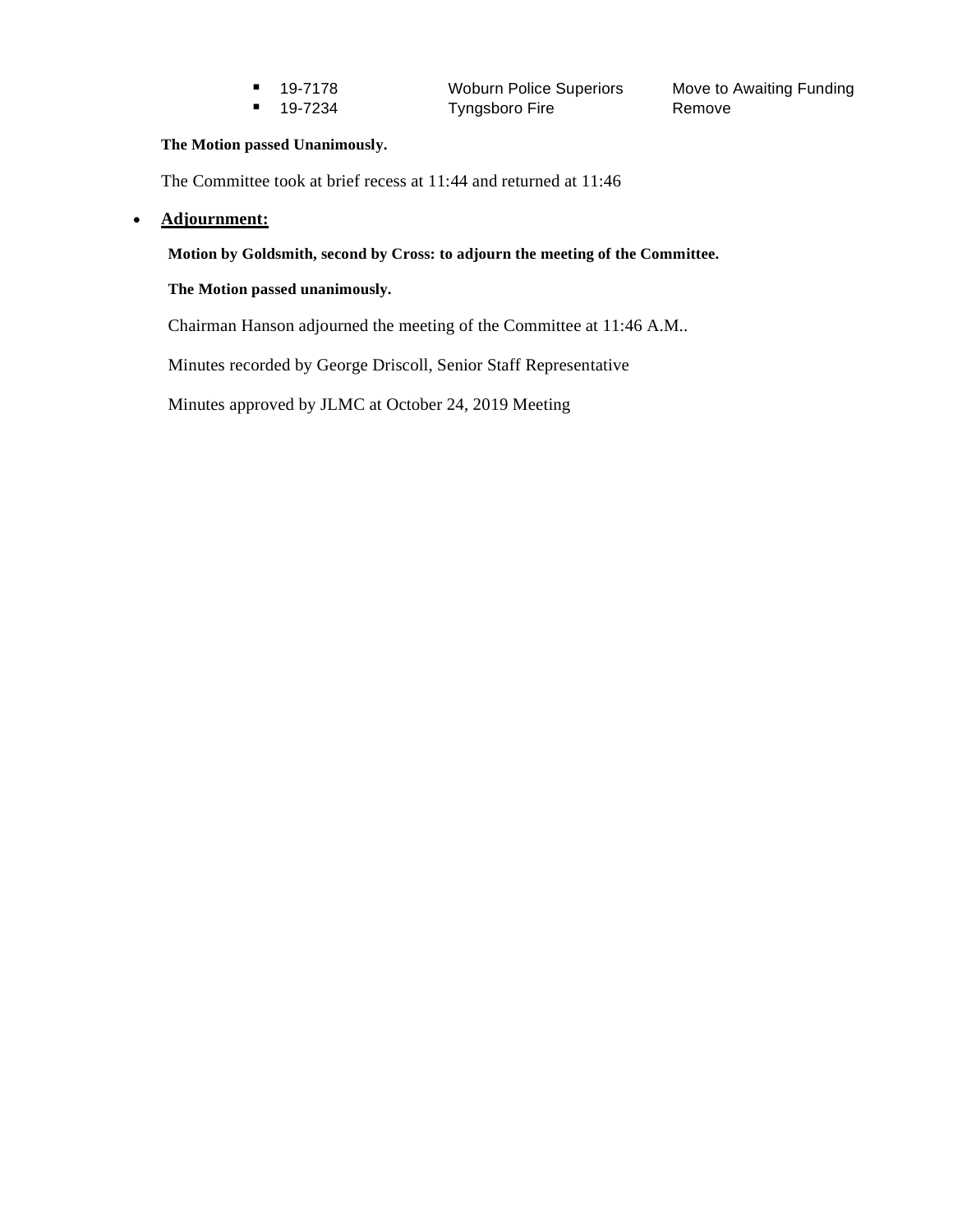- 19-7178 Woburn Police Superiors Move to Awaiting Funding
- 19-7234 Tyngsboro Fire Remove

**The Motion passed Unanimously.**

The Committee took at brief recess at 11:44 and returned at 11:46

- **Adjournment:**

**Motion by Goldsmith, second by Cross: to adjourn the meeting of the Committee.**

**The Motion passed unanimously.**

Chairman Hanson adjourned the meeting of the Committee at 11:46 A.M..

Minutes recorded by George Driscoll, Senior Staff Representative

Minutes approved by JLMC at October 24, 2019 Meeting